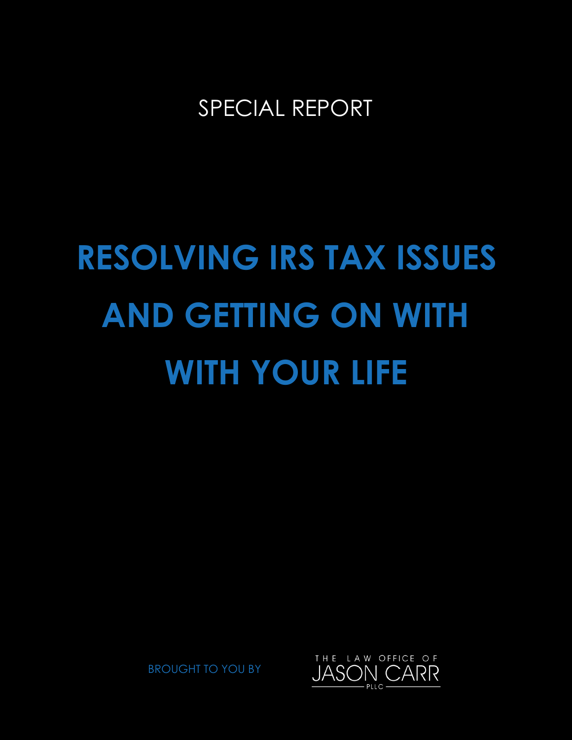SPECIAL REPORT

# RESOLVING IRS TAX ISSUES AND GETTING ON WITH WITH YOUR LIFE

BROUGHT TO YOU BY

THE LAW OFFICE OF JASON CARR PLLC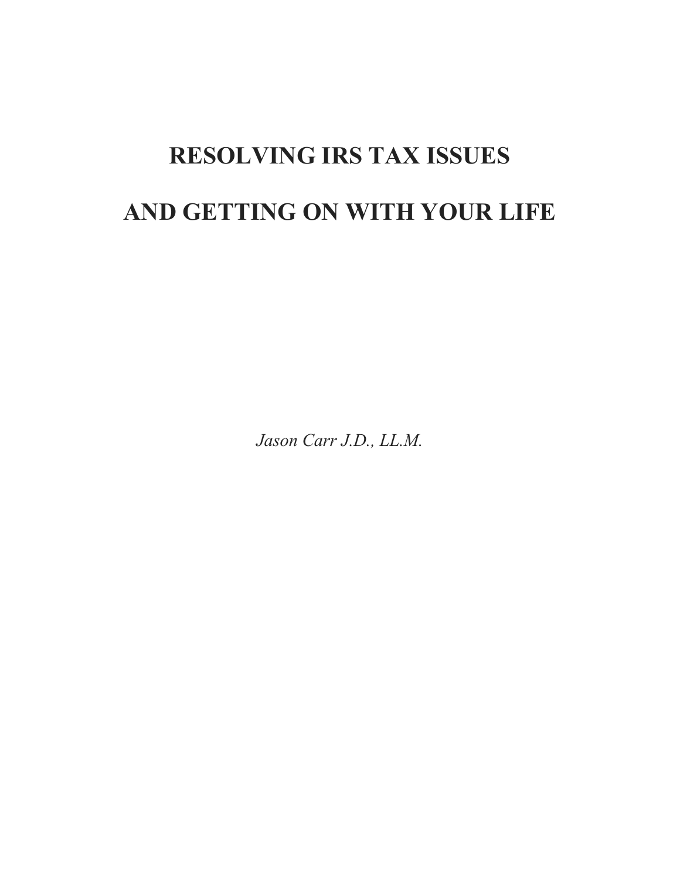# RESOLVING IRS TAX ISSUES

# AND GETTING ON WITH YOUR LIFE

*Jason Carr J.D., LL.M.*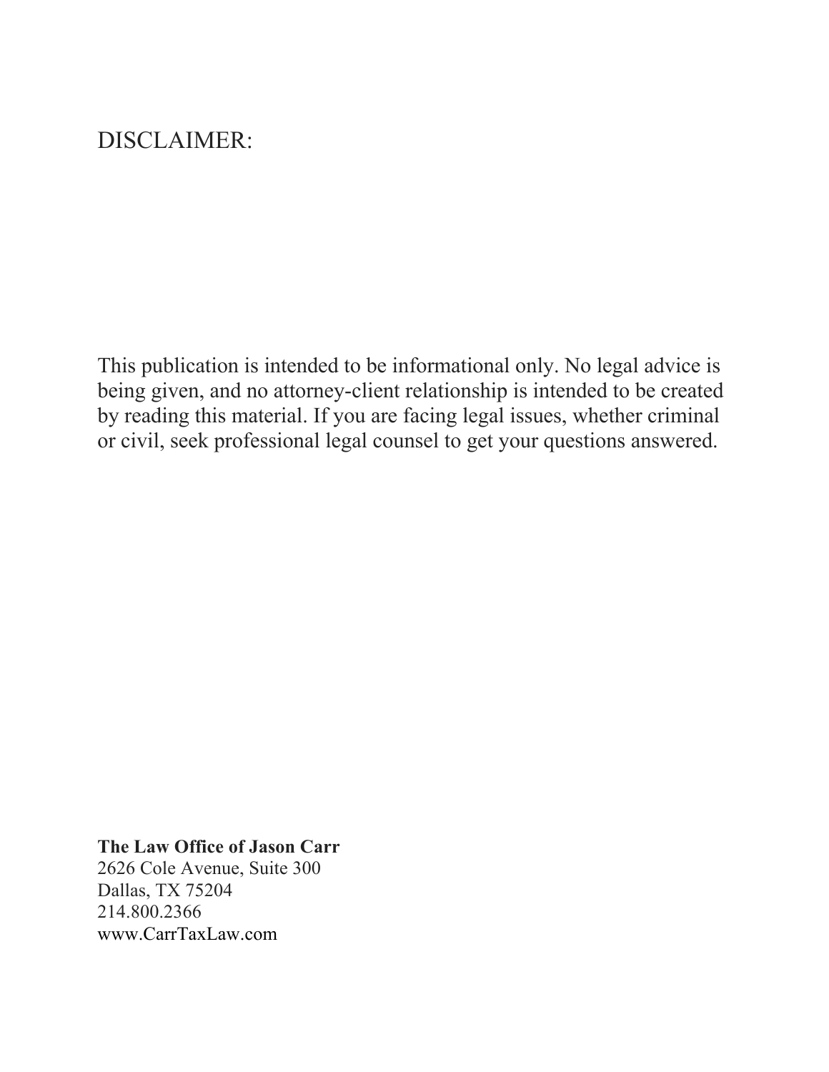DISCLAIMER:

This publication is intended to be informational only. No legal advice is being given, and no attorney-client relationship is intended to be created by reading this material. If you are facing legal issues, whether criminal or civil, seek professional legal counsel to get your questions answered.

**The Law Office of Jason Carr**
2626 Cole Avenue, Suite 300
Dallas, TX 75204
214.800.2366
www.CarrTaxLaw.com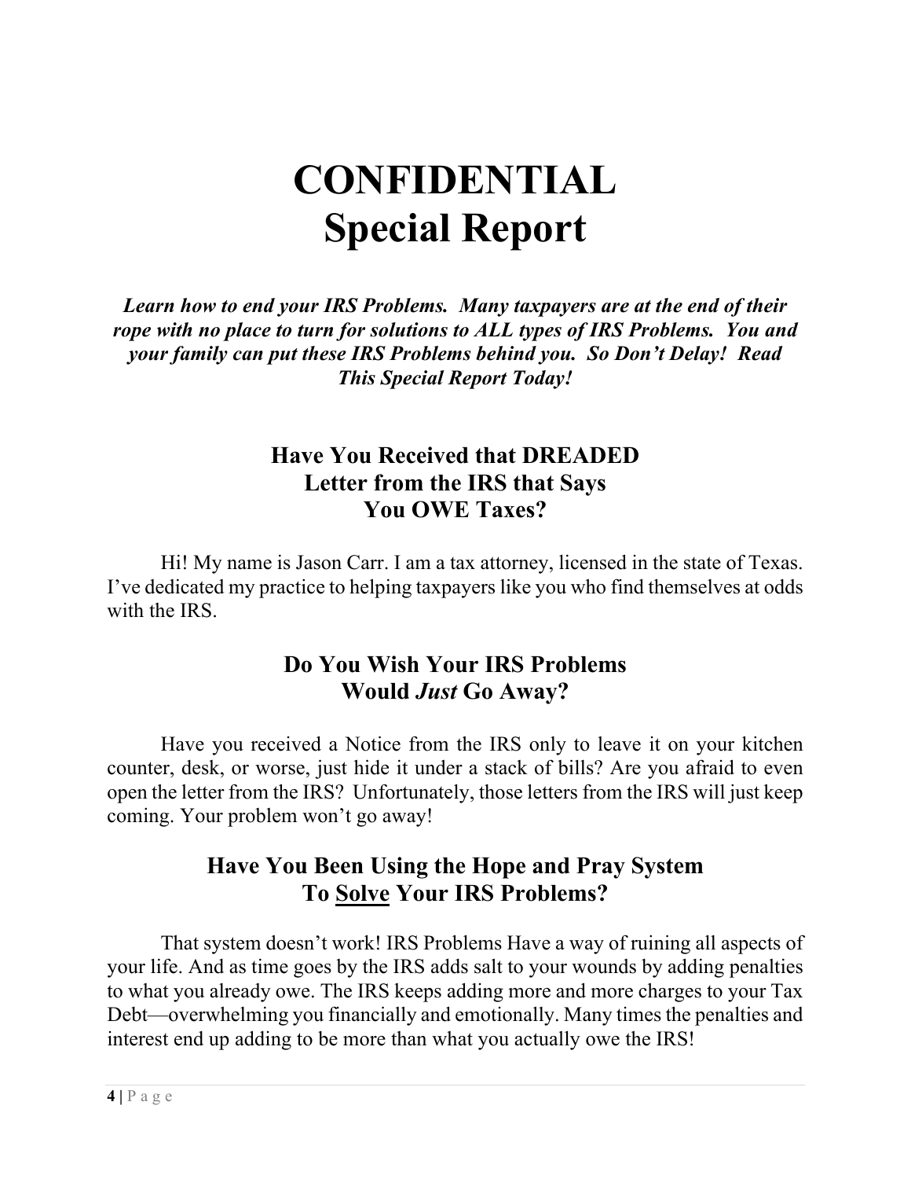# CONFIDENTIAL
# Special Report

***Learn how to end your IRS Problems. Many taxpayers are at the end of their rope with no place to turn for solutions to ALL types of IRS Problems. You and your family can put these IRS Problems behind you. So Don't Delay! Read This Special Report Today!***

## Have You Received that DREADED Letter from the IRS that Says You OWE Taxes?

Hi! My name is Jason Carr. I am a tax attorney, licensed in the state of Texas. I've dedicated my practice to helping taxpayers like you who find themselves at odds with the IRS.

## Do You Wish Your IRS Problems Would *Just* Go Away?

Have you received a Notice from the IRS only to leave it on your kitchen counter, desk, or worse, just hide it under a stack of bills? Are you afraid to even open the letter from the IRS? Unfortunately, those letters from the IRS will just keep coming. Your problem won't go away!

## Have You Been Using the Hope and Pray System To Solve Your IRS Problems?

That system doesn't work! IRS Problems Have a way of ruining all aspects of your life. And as time goes by the IRS adds salt to your wounds by adding penalties to what you already owe. The IRS keeps adding more and more charges to your Tax Debt—overwhelming you financially and emotionally. Many times the penalties and interest end up adding to be more than what you actually owe the IRS!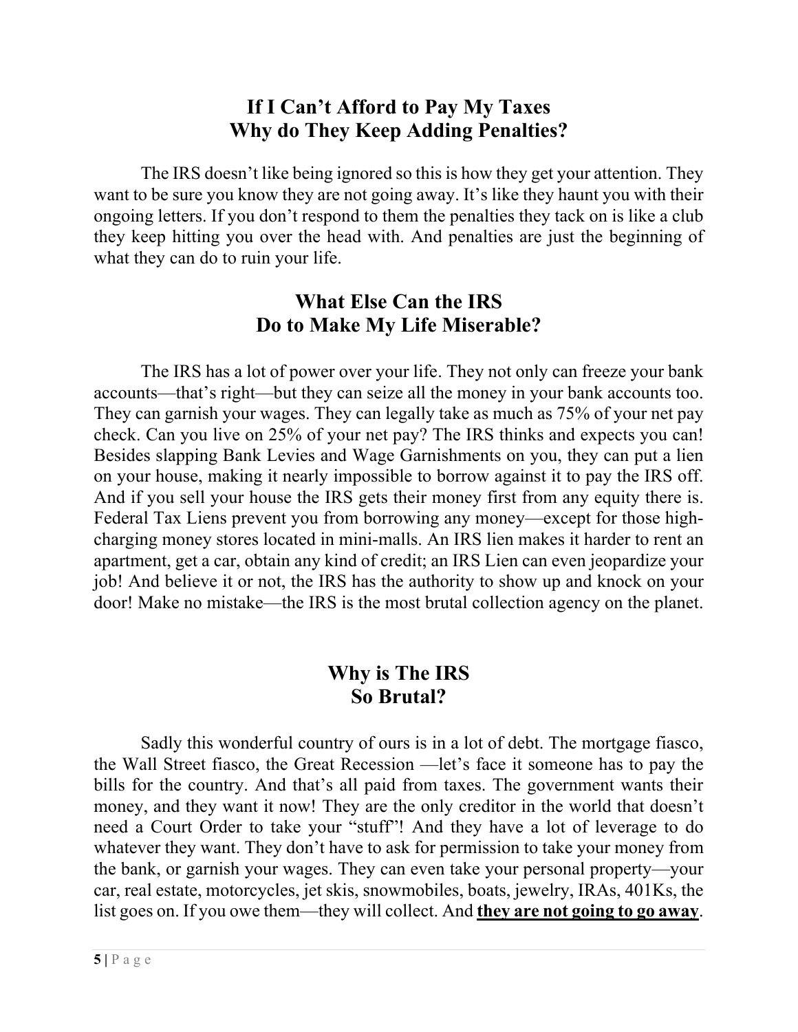## If I Can't Afford to Pay My Taxes Why do They Keep Adding Penalties?

The IRS doesn't like being ignored so this is how they get your attention. They want to be sure you know they are not going away. It's like they haunt you with their ongoing letters. If you don't respond to them the penalties they tack on is like a club they keep hitting you over the head with. And penalties are just the beginning of what they can do to ruin your life.

## What Else Can the IRS Do to Make My Life Miserable?

The IRS has a lot of power over your life. They not only can freeze your bank accounts—that's right—but they can seize all the money in your bank accounts too. They can garnish your wages. They can legally take as much as 75% of your net pay check. Can you live on 25% of your net pay? The IRS thinks and expects you can! Besides slapping Bank Levies and Wage Garnishments on you, they can put a lien on your house, making it nearly impossible to borrow against it to pay the IRS off. And if you sell your house the IRS gets their money first from any equity there is. Federal Tax Liens prevent you from borrowing any money—except for those high-charging money stores located in mini-malls. An IRS lien makes it harder to rent an apartment, get a car, obtain any kind of credit; an IRS Lien can even jeopardize your job! And believe it or not, the IRS has the authority to show up and knock on your door! Make no mistake—the IRS is the most brutal collection agency on the planet.

## Why is The IRS So Brutal?

Sadly this wonderful country of ours is in a lot of debt. The mortgage fiasco, the Wall Street fiasco, the Great Recession —let's face it someone has to pay the bills for the country. And that's all paid from taxes. The government wants their money, and they want it now! They are the only creditor in the world that doesn't need a Court Order to take your "stuff"! And they have a lot of leverage to do whatever they want. They don't have to ask for permission to take your money from the bank, or garnish your wages. They can even take your personal property—your car, real estate, motorcycles, jet skis, snowmobiles, boats, jewelry, IRAs, 401Ks, the list goes on. If you owe them—they will collect. And **they are not going to go away**.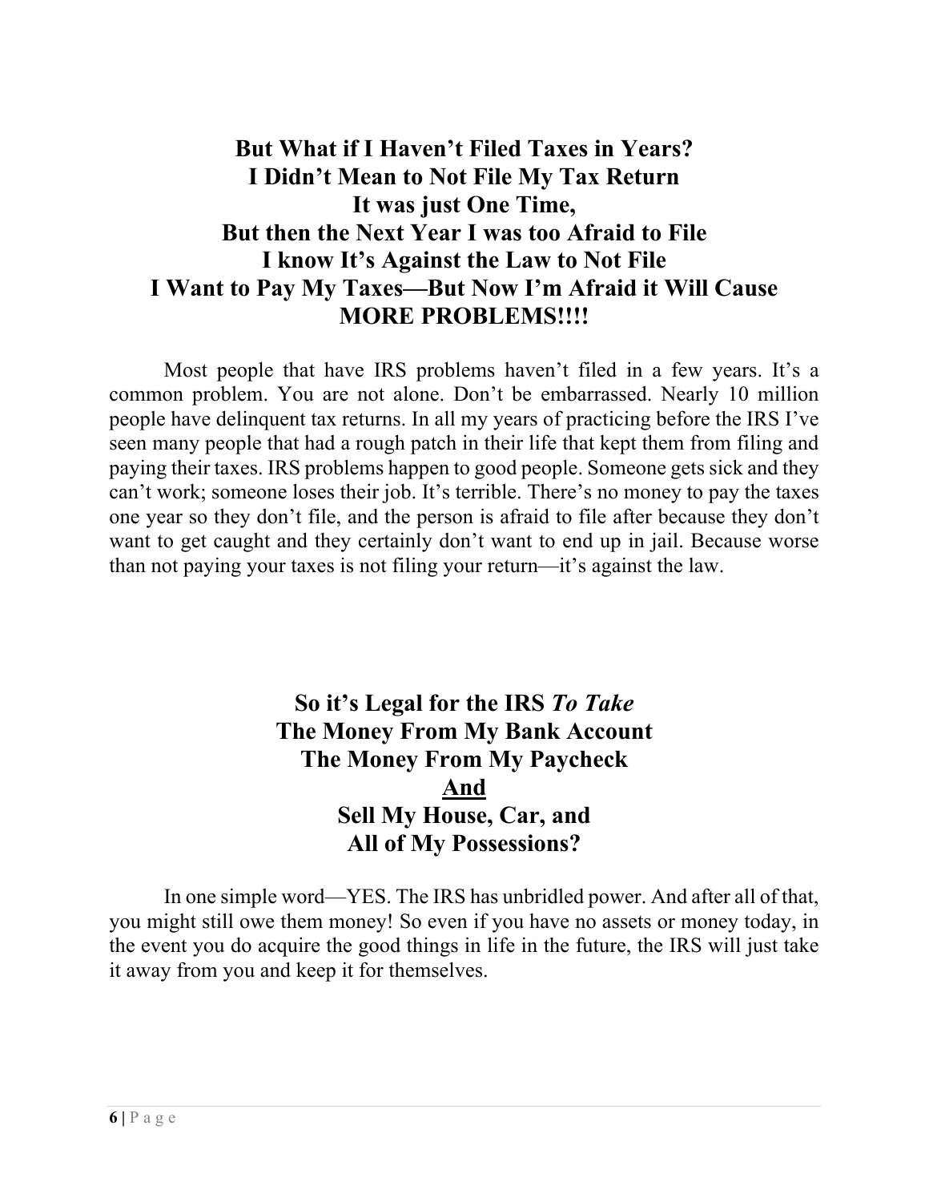## But What if I Haven't Filed Taxes in Years? I Didn't Mean to Not File My Tax Return It was just One Time, But then the Next Year I was too Afraid to File I know It's Against the Law to Not File I Want to Pay My Taxes—But Now I'm Afraid it Will Cause MORE PROBLEMS!!!!

Most people that have IRS problems haven't filed in a few years. It's a common problem. You are not alone. Don't be embarrassed. Nearly 10 million people have delinquent tax returns. In all my years of practicing before the IRS I've seen many people that had a rough patch in their life that kept them from filing and paying their taxes. IRS problems happen to good people. Someone gets sick and they can't work; someone loses their job. It's terrible. There's no money to pay the taxes one year so they don't file, and the person is afraid to file after because they don't want to get caught and they certainly don't want to end up in jail. Because worse than not paying your taxes is not filing your return—it's against the law.

## So it's Legal for the IRS *To Take* The Money From My Bank Account The Money From My Paycheck <u>And</u> Sell My House, Car, and All of My Possessions?

In one simple word—YES. The IRS has unbridled power. And after all of that, you might still owe them money! So even if you have no assets or money today, in the event you do acquire the good things in life in the future, the IRS will just take it away from you and keep it for themselves.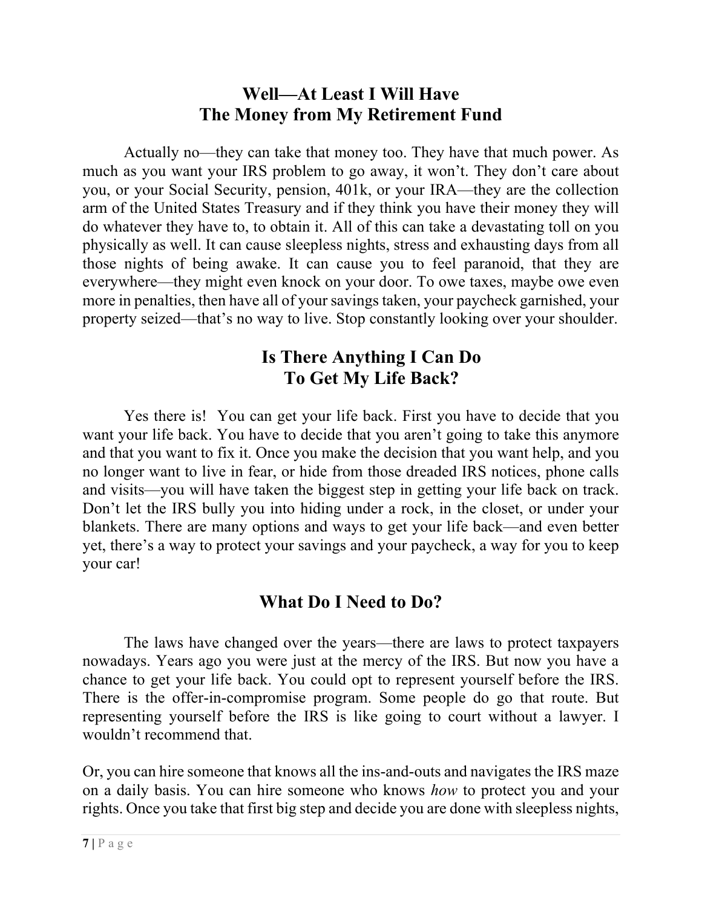## Well—At Least I Will Have The Money from My Retirement Fund

Actually no—they can take that money too. They have that much power. As much as you want your IRS problem to go away, it won't. They don't care about you, or your Social Security, pension, 401k, or your IRA—they are the collection arm of the United States Treasury and if they think you have their money they will do whatever they have to, to obtain it. All of this can take a devastating toll on you physically as well. It can cause sleepless nights, stress and exhausting days from all those nights of being awake. It can cause you to feel paranoid, that they are everywhere—they might even knock on your door. To owe taxes, maybe owe even more in penalties, then have all of your savings taken, your paycheck garnished, your property seized—that's no way to live. Stop constantly looking over your shoulder.

## Is There Anything I Can Do To Get My Life Back?

Yes there is! You can get your life back. First you have to decide that you want your life back. You have to decide that you aren't going to take this anymore and that you want to fix it. Once you make the decision that you want help, and you no longer want to live in fear, or hide from those dreaded IRS notices, phone calls and visits—you will have taken the biggest step in getting your life back on track. Don't let the IRS bully you into hiding under a rock, in the closet, or under your blankets. There are many options and ways to get your life back—and even better yet, there's a way to protect your savings and your paycheck, a way for you to keep your car!

## What Do I Need to Do?

The laws have changed over the years—there are laws to protect taxpayers nowadays. Years ago you were just at the mercy of the IRS. But now you have a chance to get your life back. You could opt to represent yourself before the IRS. There is the offer-in-compromise program. Some people do go that route. But representing yourself before the IRS is like going to court without a lawyer. I wouldn't recommend that.

Or, you can hire someone that knows all the ins-and-outs and navigates the IRS maze on a daily basis. You can hire someone who knows *how* to protect you and your rights. Once you take that first big step and decide you are done with sleepless nights,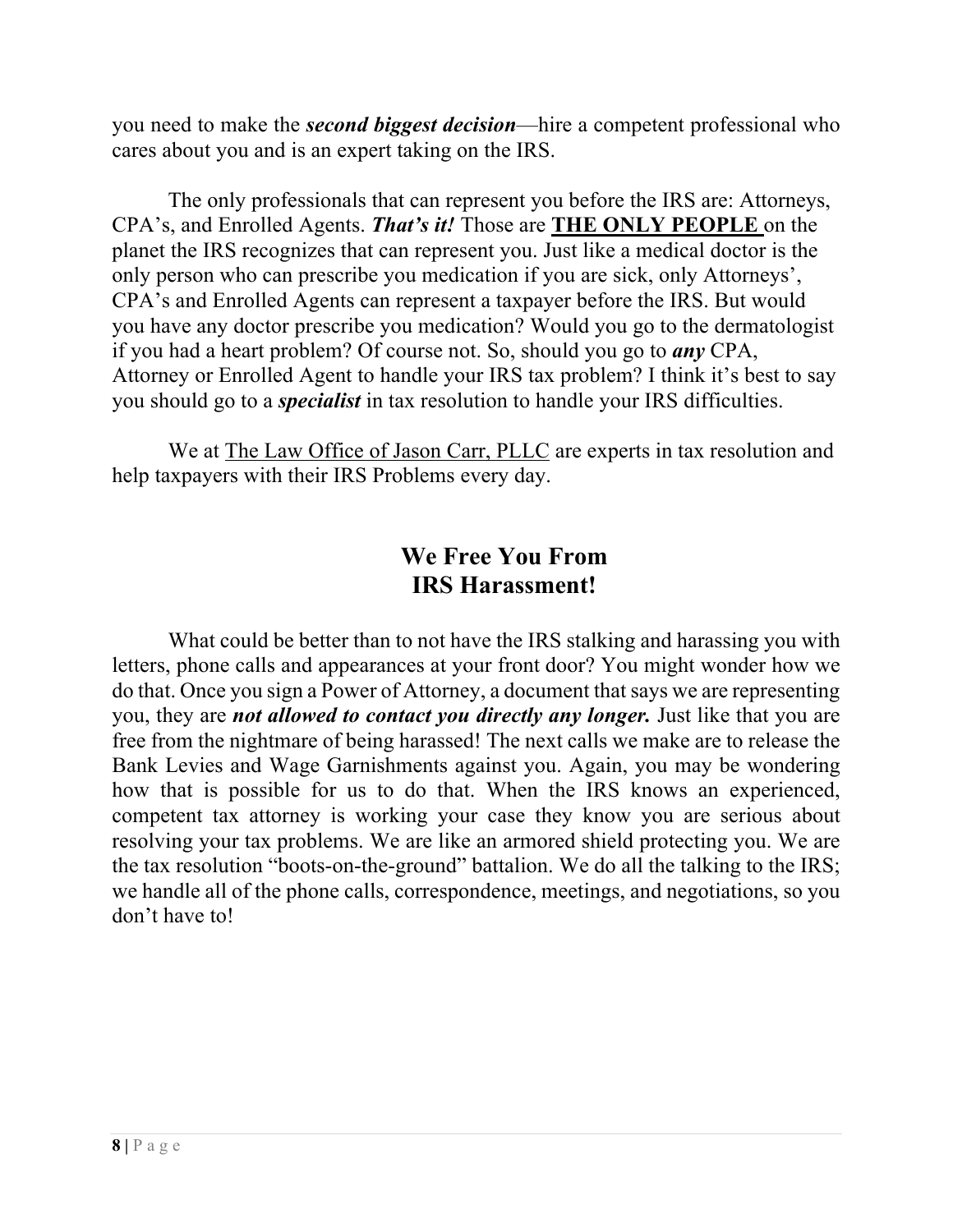you need to make the ***second biggest decision***—hire a competent professional who cares about you and is an expert taking on the IRS.

The only professionals that can represent you before the IRS are: Attorneys, CPA's, and Enrolled Agents. ***That's it!*** Those are **<u>THE ONLY PEOPLE</u>** on the planet the IRS recognizes that can represent you. Just like a medical doctor is the only person who can prescribe you medication if you are sick, only Attorneys', CPA's and Enrolled Agents can represent a taxpayer before the IRS. But would you have any doctor prescribe you medication? Would you go to the dermatologist if you had a heart problem? Of course not. So, should you go to ***any*** CPA, Attorney or Enrolled Agent to handle your IRS tax problem? I think it's best to say you should go to a ***specialist*** in tax resolution to handle your IRS difficulties.

We at <u>The Law Office of Jason Carr, PLLC</u> are experts in tax resolution and help taxpayers with their IRS Problems every day.

## We Free You From IRS Harassment!

What could be better than to not have the IRS stalking and harassing you with letters, phone calls and appearances at your front door? You might wonder how we do that. Once you sign a Power of Attorney, a document that says we are representing you, they are ***not allowed to contact you directly any longer.*** Just like that you are free from the nightmare of being harassed! The next calls we make are to release the Bank Levies and Wage Garnishments against you. Again, you may be wondering how that is possible for us to do that. When the IRS knows an experienced, competent tax attorney is working your case they know you are serious about resolving your tax problems. We are like an armored shield protecting you. We are the tax resolution "boots-on-the-ground" battalion. We do all the talking to the IRS; we handle all of the phone calls, correspondence, meetings, and negotiations, so you don't have to!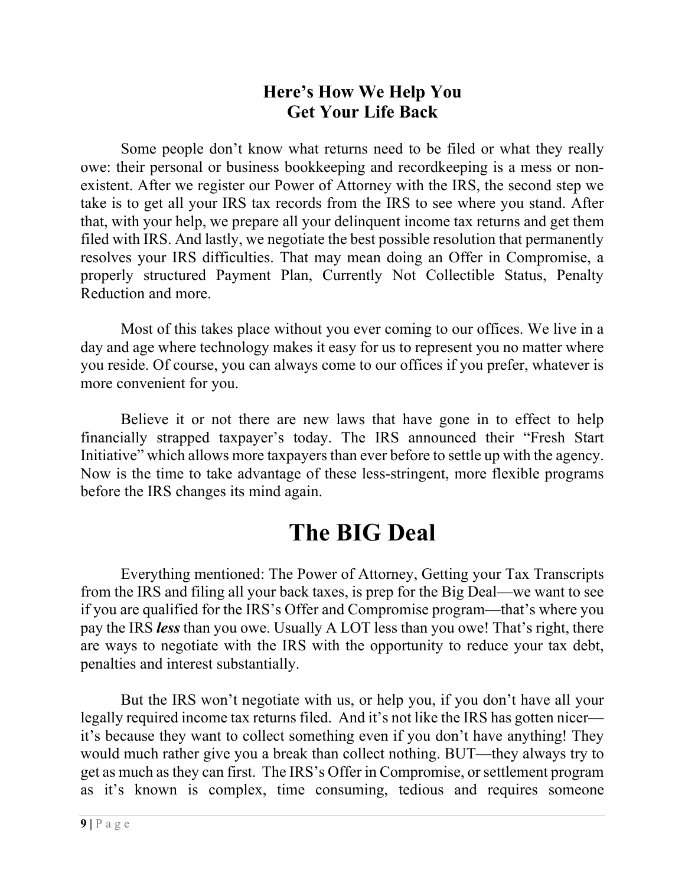## Here's How We Help You Get Your Life Back

Some people don't know what returns need to be filed or what they really owe: their personal or business bookkeeping and recordkeeping is a mess or non-existent. After we register our Power of Attorney with the IRS, the second step we take is to get all your IRS tax records from the IRS to see where you stand. After that, with your help, we prepare all your delinquent income tax returns and get them filed with IRS. And lastly, we negotiate the best possible resolution that permanently resolves your IRS difficulties. That may mean doing an Offer in Compromise, a properly structured Payment Plan, Currently Not Collectible Status, Penalty Reduction and more.

Most of this takes place without you ever coming to our offices. We live in a day and age where technology makes it easy for us to represent you no matter where you reside. Of course, you can always come to our offices if you prefer, whatever is more convenient for you.

Believe it or not there are new laws that have gone in to effect to help financially strapped taxpayer's today. The IRS announced their "Fresh Start Initiative" which allows more taxpayers than ever before to settle up with the agency. Now is the time to take advantage of these less-stringent, more flexible programs before the IRS changes its mind again.

# The BIG Deal

Everything mentioned: The Power of Attorney, Getting your Tax Transcripts from the IRS and filing all your back taxes, is prep for the Big Deal—we want to see if you are qualified for the IRS's Offer and Compromise program—that's where you pay the IRS ***less*** than you owe. Usually A LOT less than you owe! That's right, there are ways to negotiate with the IRS with the opportunity to reduce your tax debt, penalties and interest substantially.

But the IRS won't negotiate with us, or help you, if you don't have all your legally required income tax returns filed. And it's not like the IRS has gotten nicer—it's because they want to collect something even if you don't have anything! They would much rather give you a break than collect nothing. BUT—they always try to get as much as they can first. The IRS's Offer in Compromise, or settlement program as it's known is complex, time consuming, tedious and requires someone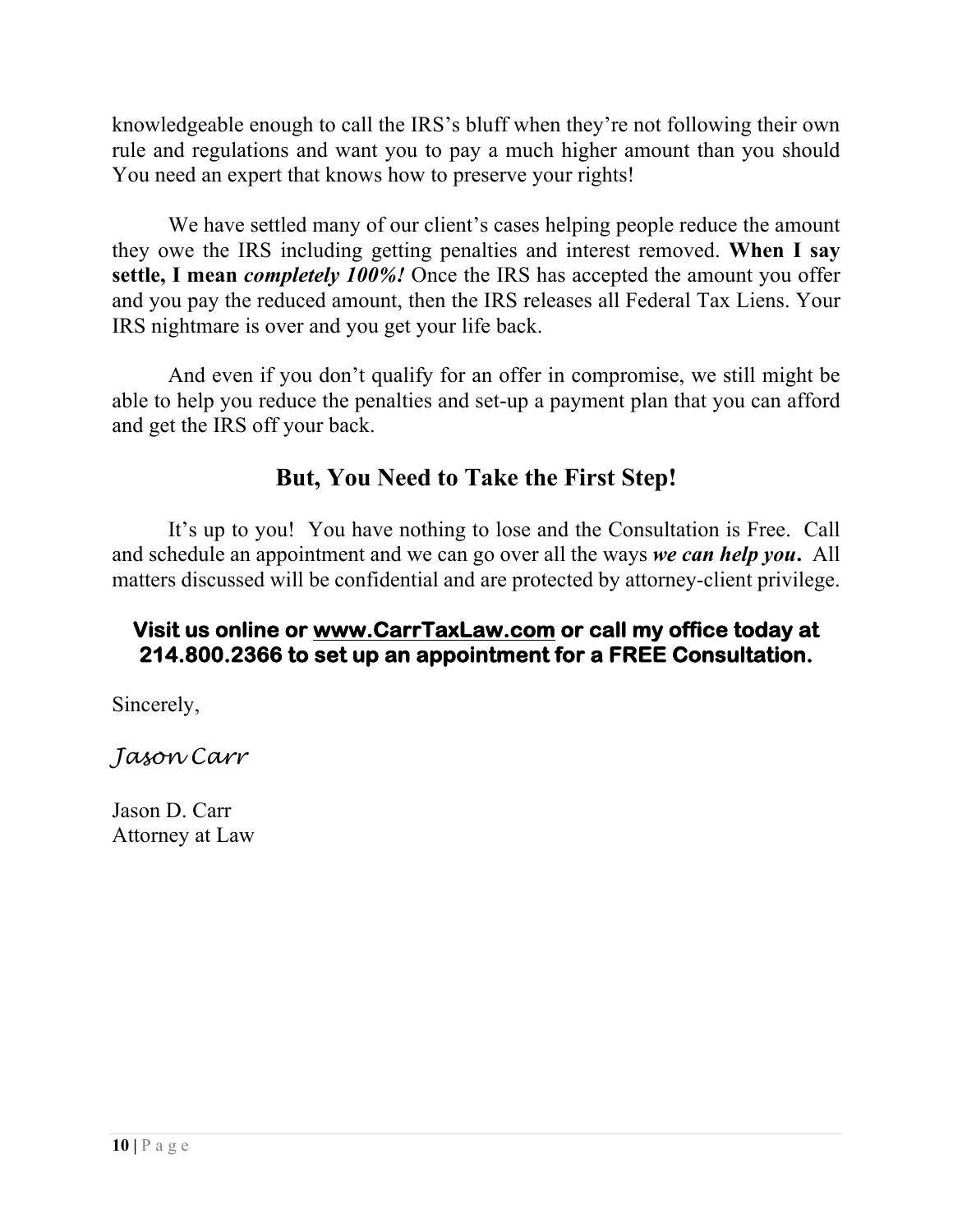knowledgeable enough to call the IRS's bluff when they're not following their own rule and regulations and want you to pay a much higher amount than you should You need an expert that knows how to preserve your rights!

We have settled many of our client's cases helping people reduce the amount they owe the IRS including getting penalties and interest removed. **When I say settle, I mean *completely 100%!*** Once the IRS has accepted the amount you offer and you pay the reduced amount, then the IRS releases all Federal Tax Liens. Your IRS nightmare is over and you get your life back.

And even if you don't qualify for an offer in compromise, we still might be able to help you reduce the penalties and set-up a payment plan that you can afford and get the IRS off your back.

## But, You Need to Take the First Step!

It's up to you! You have nothing to lose and the Consultation is Free. Call and schedule an appointment and we can go over all the ways ***we can help you*.** All matters discussed will be confidential and are protected by attorney-client privilege.

**Visit us online or www.CarrTaxLaw.com or call my office today at 214.800.2366 to set up an appointment for a FREE Consultation.**

Sincerely,

*Jason Carr*

Jason D. Carr
Attorney at Law